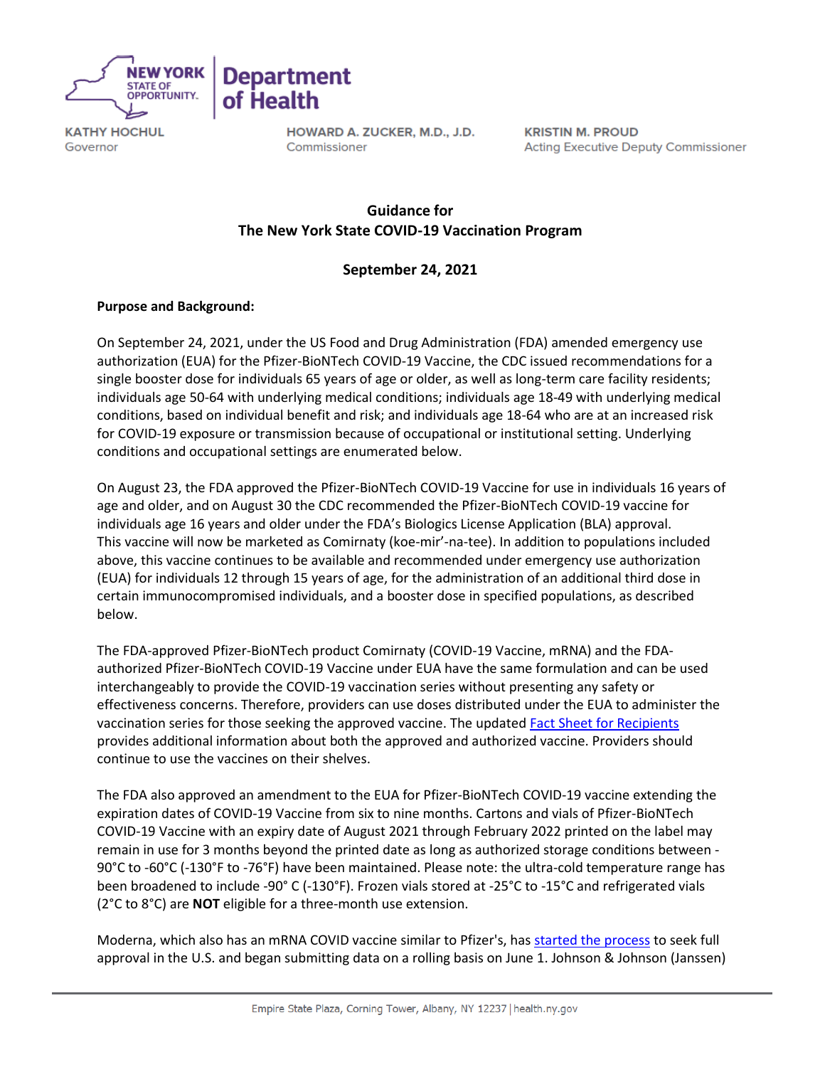NEW YORK STATE OF OPPORTUNITY. | Department of Health

KATHY HOCHUL
Governor

HOWARD A. ZUCKER, M.D., J.D.
Commissioner

KRISTIN M. PROUD
Acting Executive Deputy Commissioner

## Guidance for
## The New York State COVID-19 Vaccination Program

**September 24, 2021**

**Purpose and Background:**

On September 24, 2021, under the US Food and Drug Administration (FDA) amended emergency use authorization (EUA) for the Pfizer-BioNTech COVID-19 Vaccine, the CDC issued recommendations for a single booster dose for individuals 65 years of age or older, as well as long-term care facility residents; individuals age 50-64 with underlying medical conditions; individuals age 18-49 with underlying medical conditions, based on individual benefit and risk; and individuals age 18-64 who are at an increased risk for COVID-19 exposure or transmission because of occupational or institutional setting. Underlying conditions and occupational settings are enumerated below.

On August 23, the FDA approved the Pfizer-BioNTech COVID-19 Vaccine for use in individuals 16 years of age and older, and on August 30 the CDC recommended the Pfizer-BioNTech COVID-19 vaccine for individuals age 16 years and older under the FDA's Biologics License Application (BLA) approval. This vaccine will now be marketed as Comirnaty (koe-mir'-na-tee). In addition to populations included above, this vaccine continues to be available and recommended under emergency use authorization (EUA) for individuals 12 through 15 years of age, for the administration of an additional third dose in certain immunocompromised individuals, and a booster dose in specified populations, as described below.

The FDA-approved Pfizer-BioNTech product Comirnaty (COVID-19 Vaccine, mRNA) and the FDA-authorized Pfizer-BioNTech COVID-19 Vaccine under EUA have the same formulation and can be used interchangeably to provide the COVID-19 vaccination series without presenting any safety or effectiveness concerns. Therefore, providers can use doses distributed under the EUA to administer the vaccination series for those seeking the approved vaccine. The updated Fact Sheet for Recipients provides additional information about both the approved and authorized vaccine. Providers should continue to use the vaccines on their shelves.

The FDA also approved an amendment to the EUA for Pfizer-BioNTech COVID-19 vaccine extending the expiration dates of COVID-19 Vaccine from six to nine months. Cartons and vials of Pfizer-BioNTech COVID-19 Vaccine with an expiry date of August 2021 through February 2022 printed on the label may remain in use for 3 months beyond the printed date as long as authorized storage conditions between -90°C to -60°C (-130°F to -76°F) have been maintained. Please note: the ultra-cold temperature range has been broadened to include -90° C (-130°F). Frozen vials stored at -25°C to -15°C and refrigerated vials (2°C to 8°C) are **NOT** eligible for a three-month use extension.

Moderna, which also has an mRNA COVID vaccine similar to Pfizer's, has started the process to seek full approval in the U.S. and began submitting data on a rolling basis on June 1. Johnson & Johnson (Janssen)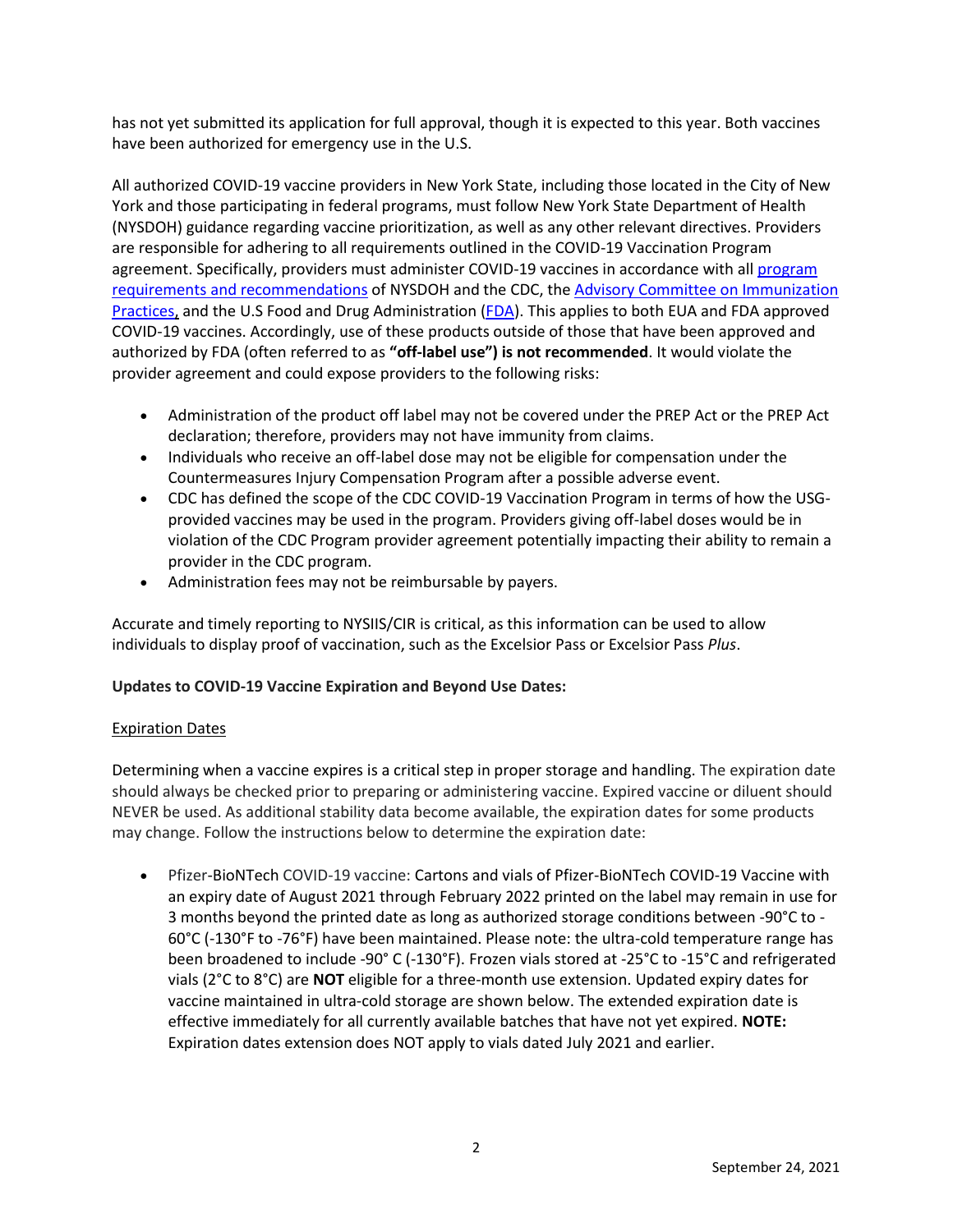has not yet submitted its application for full approval, though it is expected to this year. Both vaccines have been authorized for emergency use in the U.S.

All authorized COVID-19 vaccine providers in New York State, including those located in the City of New York and those participating in federal programs, must follow New York State Department of Health (NYSDOH) guidance regarding vaccine prioritization, as well as any other relevant directives. Providers are responsible for adhering to all requirements outlined in the COVID-19 Vaccination Program agreement. Specifically, providers must administer COVID-19 vaccines in accordance with all program requirements and recommendations of NYSDOH and the CDC, the Advisory Committee on Immunization Practices, and the U.S Food and Drug Administration (FDA). This applies to both EUA and FDA approved COVID-19 vaccines. Accordingly, use of these products outside of those that have been approved and authorized by FDA (often referred to as **"off-label use") is not recommended**. It would violate the provider agreement and could expose providers to the following risks:

- Administration of the product off label may not be covered under the PREP Act or the PREP Act declaration; therefore, providers may not have immunity from claims.
- Individuals who receive an off-label dose may not be eligible for compensation under the Countermeasures Injury Compensation Program after a possible adverse event.
- CDC has defined the scope of the CDC COVID-19 Vaccination Program in terms of how the USG-provided vaccines may be used in the program. Providers giving off-label doses would be in violation of the CDC Program provider agreement potentially impacting their ability to remain a provider in the CDC program.
- Administration fees may not be reimbursable by payers.

Accurate and timely reporting to NYSIIS/CIR is critical, as this information can be used to allow individuals to display proof of vaccination, such as the Excelsior Pass or Excelsior Pass *Plus*.

**Updates to COVID-19 Vaccine Expiration and Beyond Use Dates:**

Expiration Dates

Determining when a vaccine expires is a critical step in proper storage and handling. The expiration date should always be checked prior to preparing or administering vaccine. Expired vaccine or diluent should NEVER be used. As additional stability data become available, the expiration dates for some products may change. Follow the instructions below to determine the expiration date:

- Pfizer-BioNTech COVID-19 vaccine: Cartons and vials of Pfizer-BioNTech COVID-19 Vaccine with an expiry date of August 2021 through February 2022 printed on the label may remain in use for 3 months beyond the printed date as long as authorized storage conditions between -90°C to -60°C (-130°F to -76°F) have been maintained. Please note: the ultra-cold temperature range has been broadened to include -90° C (-130°F). Frozen vials stored at -25°C to -15°C and refrigerated vials (2°C to 8°C) are **NOT** eligible for a three-month use extension. Updated expiry dates for vaccine maintained in ultra-cold storage are shown below. The extended expiration date is effective immediately for all currently available batches that have not yet expired. **NOTE:** Expiration dates extension does NOT apply to vials dated July 2021 and earlier.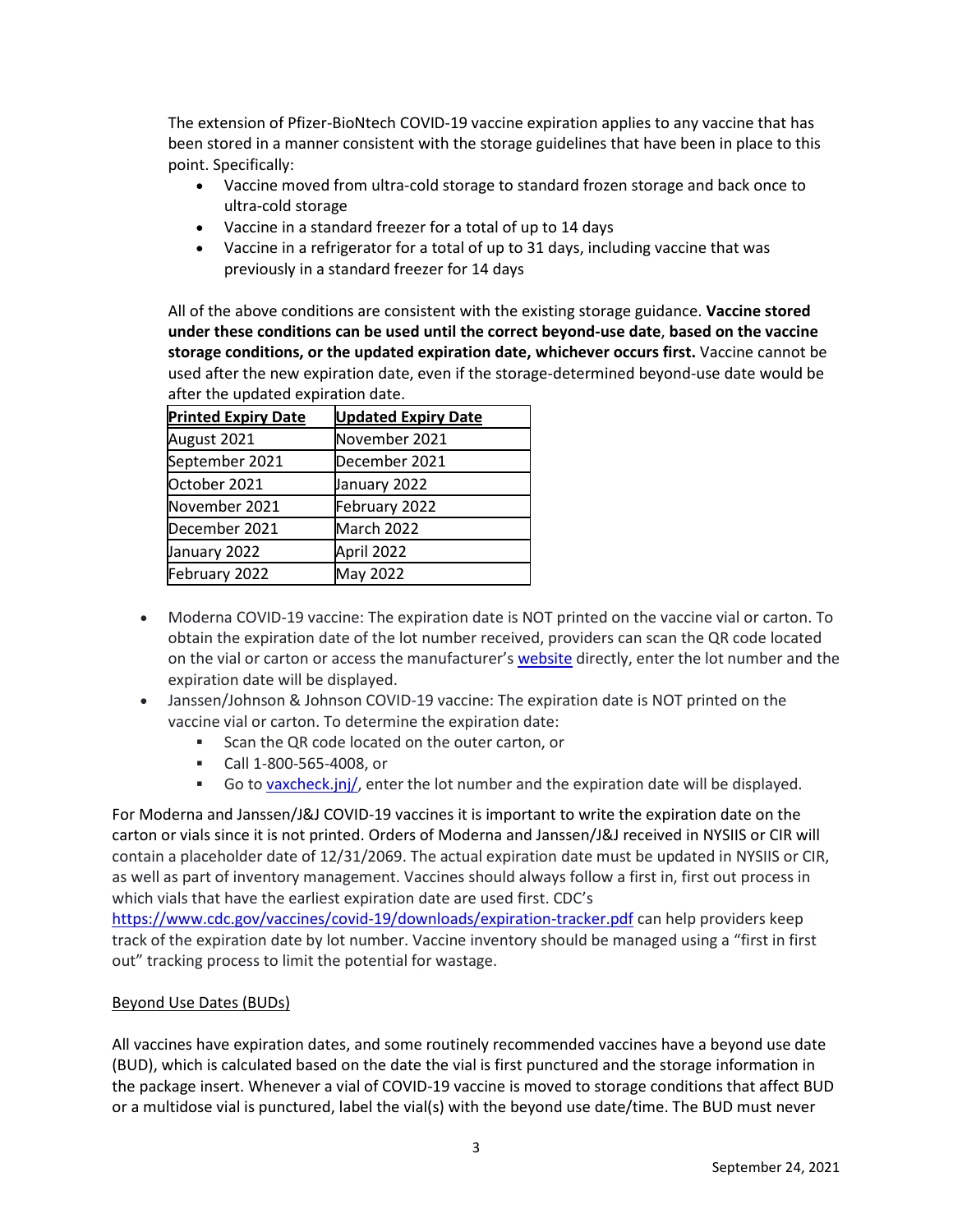The extension of Pfizer-BioNtech COVID-19 vaccine expiration applies to any vaccine that has been stored in a manner consistent with the storage guidelines that have been in place to this point. Specifically:

- Vaccine moved from ultra-cold storage to standard frozen storage and back once to ultra-cold storage
- Vaccine in a standard freezer for a total of up to 14 days
- Vaccine in a refrigerator for a total of up to 31 days, including vaccine that was previously in a standard freezer for 14 days

All of the above conditions are consistent with the existing storage guidance. **Vaccine stored under these conditions can be used until the correct beyond-use date**, **based on the vaccine storage conditions, or the updated expiration date, whichever occurs first.** Vaccine cannot be used after the new expiration date, even if the storage-determined beyond-use date would be after the updated expiration date.

| Printed Expiry Date | Updated Expiry Date |
|---|---|
| August 2021 | November 2021 |
| September 2021 | December 2021 |
| October 2021 | January 2022 |
| November 2021 | February 2022 |
| December 2021 | March 2022 |
| January 2022 | April 2022 |
| February 2022 | May 2022 |

- Moderna COVID-19 vaccine: The expiration date is NOT printed on the vaccine vial or carton. To obtain the expiration date of the lot number received, providers can scan the QR code located on the vial or carton or access the manufacturer's website directly, enter the lot number and the expiration date will be displayed.
- Janssen/Johnson & Johnson COVID-19 vaccine: The expiration date is NOT printed on the vaccine vial or carton. To determine the expiration date:
  - Scan the QR code located on the outer carton, or
  - Call 1-800-565-4008, or
  - Go to vaxcheck.jnj/, enter the lot number and the expiration date will be displayed.

For Moderna and Janssen/J&J COVID-19 vaccines it is important to write the expiration date on the carton or vials since it is not printed. Orders of Moderna and Janssen/J&J received in NYSIIS or CIR will contain a placeholder date of 12/31/2069. The actual expiration date must be updated in NYSIIS or CIR, as well as part of inventory management. Vaccines should always follow a first in, first out process in which vials that have the earliest expiration date are used first. CDC's https://www.cdc.gov/vaccines/covid-19/downloads/expiration-tracker.pdf can help providers keep track of the expiration date by lot number. Vaccine inventory should be managed using a "first in first out" tracking process to limit the potential for wastage.

Beyond Use Dates (BUDs)

All vaccines have expiration dates, and some routinely recommended vaccines have a beyond use date (BUD), which is calculated based on the date the vial is first punctured and the storage information in the package insert. Whenever a vial of COVID-19 vaccine is moved to storage conditions that affect BUD or a multidose vial is punctured, label the vial(s) with the beyond use date/time. The BUD must never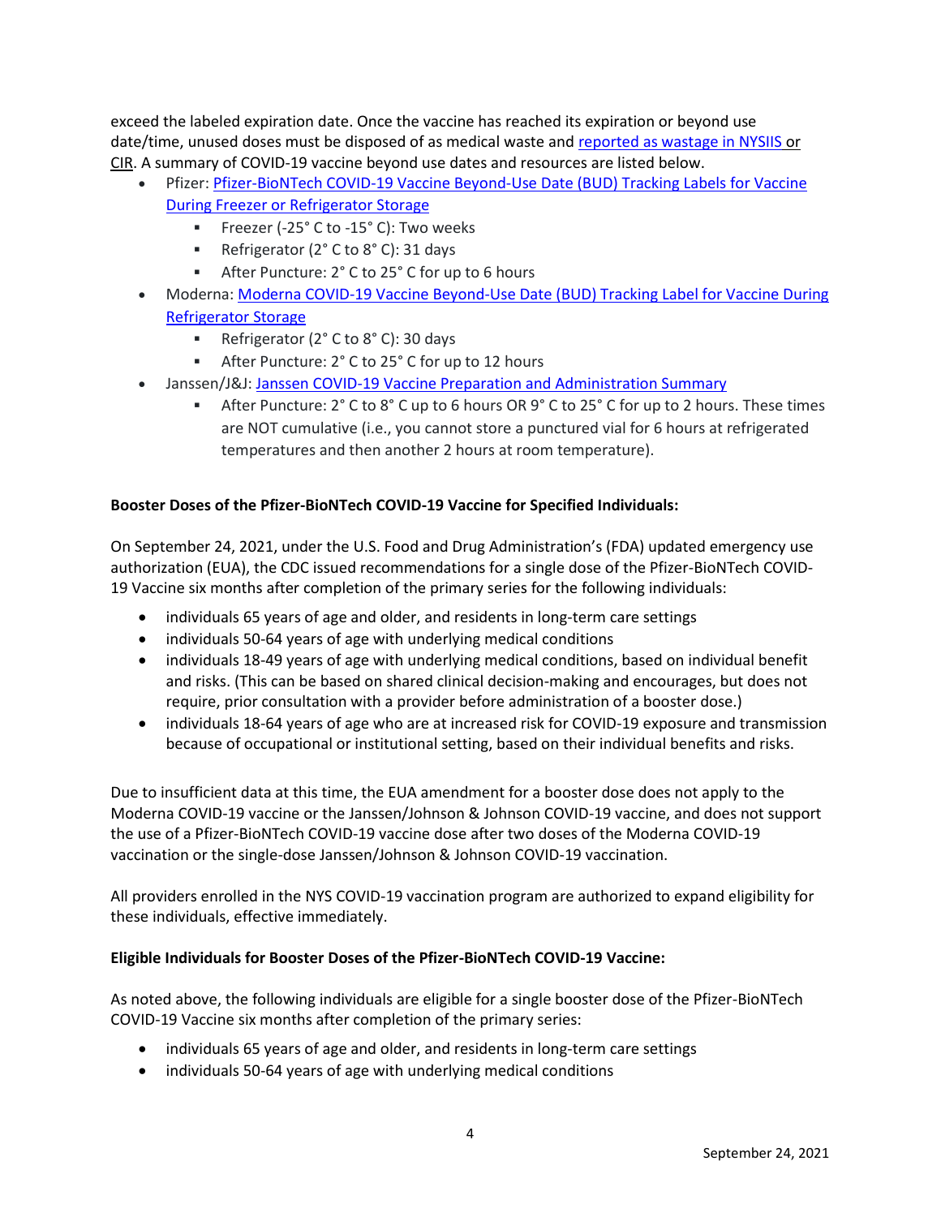exceed the labeled expiration date. Once the vaccine has reached its expiration or beyond use date/time, unused doses must be disposed of as medical waste and reported as wastage in NYSIIS or CIR. A summary of COVID-19 vaccine beyond use dates and resources are listed below.

- Pfizer: Pfizer-BioNTech COVID-19 Vaccine Beyond-Use Date (BUD) Tracking Labels for Vaccine During Freezer or Refrigerator Storage
  - Freezer (-25° C to -15° C): Two weeks
  - Refrigerator (2° C to 8° C): 31 days
  - After Puncture: 2° C to 25° C for up to 6 hours
- Moderna: Moderna COVID-19 Vaccine Beyond-Use Date (BUD) Tracking Label for Vaccine During Refrigerator Storage
  - Refrigerator (2° C to 8° C): 30 days
  - After Puncture: 2° C to 25° C for up to 12 hours
- Janssen/J&J: Janssen COVID-19 Vaccine Preparation and Administration Summary
  - After Puncture: 2° C to 8° C up to 6 hours OR 9° C to 25° C for up to 2 hours. These times are NOT cumulative (i.e., you cannot store a punctured vial for 6 hours at refrigerated temperatures and then another 2 hours at room temperature).

**Booster Doses of the Pfizer-BioNTech COVID-19 Vaccine for Specified Individuals:**

On September 24, 2021, under the U.S. Food and Drug Administration's (FDA) updated emergency use authorization (EUA), the CDC issued recommendations for a single dose of the Pfizer-BioNTech COVID-19 Vaccine six months after completion of the primary series for the following individuals:

- individuals 65 years of age and older, and residents in long-term care settings
- individuals 50-64 years of age with underlying medical conditions
- individuals 18-49 years of age with underlying medical conditions, based on individual benefit and risks. (This can be based on shared clinical decision-making and encourages, but does not require, prior consultation with a provider before administration of a booster dose.)
- individuals 18-64 years of age who are at increased risk for COVID-19 exposure and transmission because of occupational or institutional setting, based on their individual benefits and risks.

Due to insufficient data at this time, the EUA amendment for a booster dose does not apply to the Moderna COVID-19 vaccine or the Janssen/Johnson & Johnson COVID-19 vaccine, and does not support the use of a Pfizer-BioNTech COVID-19 vaccine dose after two doses of the Moderna COVID-19 vaccination or the single-dose Janssen/Johnson & Johnson COVID-19 vaccination.

All providers enrolled in the NYS COVID-19 vaccination program are authorized to expand eligibility for these individuals, effective immediately.

**Eligible Individuals for Booster Doses of the Pfizer-BioNTech COVID-19 Vaccine:**

As noted above, the following individuals are eligible for a single booster dose of the Pfizer-BioNTech COVID-19 Vaccine six months after completion of the primary series:

- individuals 65 years of age and older, and residents in long-term care settings
- individuals 50-64 years of age with underlying medical conditions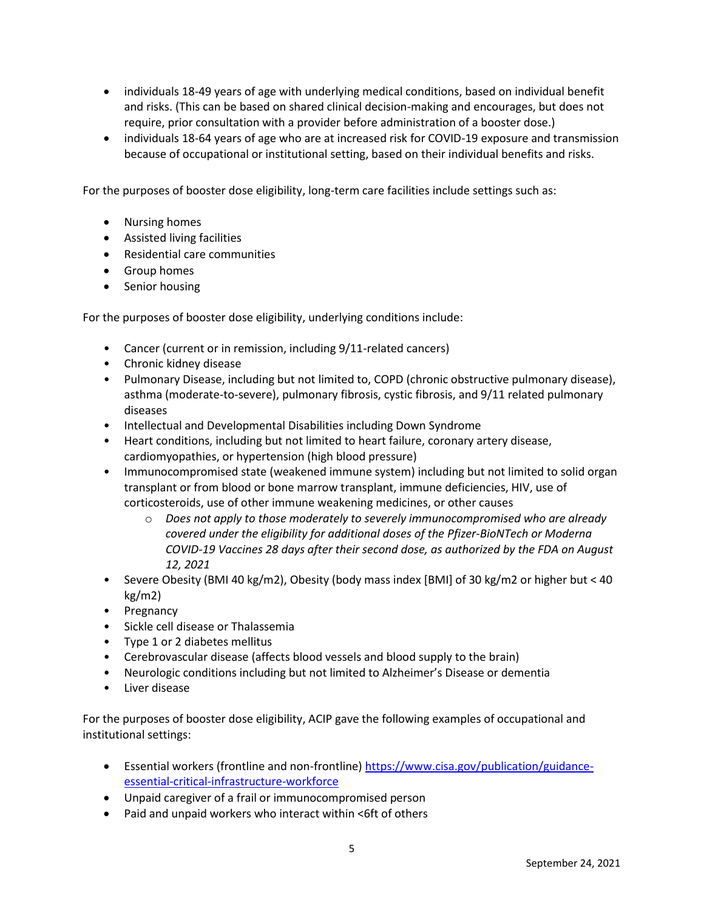- individuals 18-49 years of age with underlying medical conditions, based on individual benefit and risks. (This can be based on shared clinical decision-making and encourages, but does not require, prior consultation with a provider before administration of a booster dose.)
- individuals 18-64 years of age who are at increased risk for COVID-19 exposure and transmission because of occupational or institutional setting, based on their individual benefits and risks.

For the purposes of booster dose eligibility, long-term care facilities include settings such as:

- Nursing homes
- Assisted living facilities
- Residential care communities
- Group homes
- Senior housing

For the purposes of booster dose eligibility, underlying conditions include:

- Cancer (current or in remission, including 9/11-related cancers)
- Chronic kidney disease
- Pulmonary Disease, including but not limited to, COPD (chronic obstructive pulmonary disease), asthma (moderate-to-severe), pulmonary fibrosis, cystic fibrosis, and 9/11 related pulmonary diseases
- Intellectual and Developmental Disabilities including Down Syndrome
- Heart conditions, including but not limited to heart failure, coronary artery disease, cardiomyopathies, or hypertension (high blood pressure)
- Immunocompromised state (weakened immune system) including but not limited to solid organ transplant or from blood or bone marrow transplant, immune deficiencies, HIV, use of corticosteroids, use of other immune weakening medicines, or other causes
    - *Does not apply to those moderately to severely immunocompromised who are already covered under the eligibility for additional doses of the Pfizer-BioNTech or Moderna COVID-19 Vaccines 28 days after their second dose, as authorized by the FDA on August 12, 2021*
- Severe Obesity (BMI 40 kg/m2), Obesity (body mass index [BMI] of 30 kg/m2 or higher but < 40 kg/m2)
- Pregnancy
- Sickle cell disease or Thalassemia
- Type 1 or 2 diabetes mellitus
- Cerebrovascular disease (affects blood vessels and blood supply to the brain)
- Neurologic conditions including but not limited to Alzheimer's Disease or dementia
- Liver disease

For the purposes of booster dose eligibility, ACIP gave the following examples of occupational and institutional settings:

- Essential workers (frontline and non-frontline) https://www.cisa.gov/publication/guidance-essential-critical-infrastructure-workforce
- Unpaid caregiver of a frail or immunocompromised person
- Paid and unpaid workers who interact within <6ft of others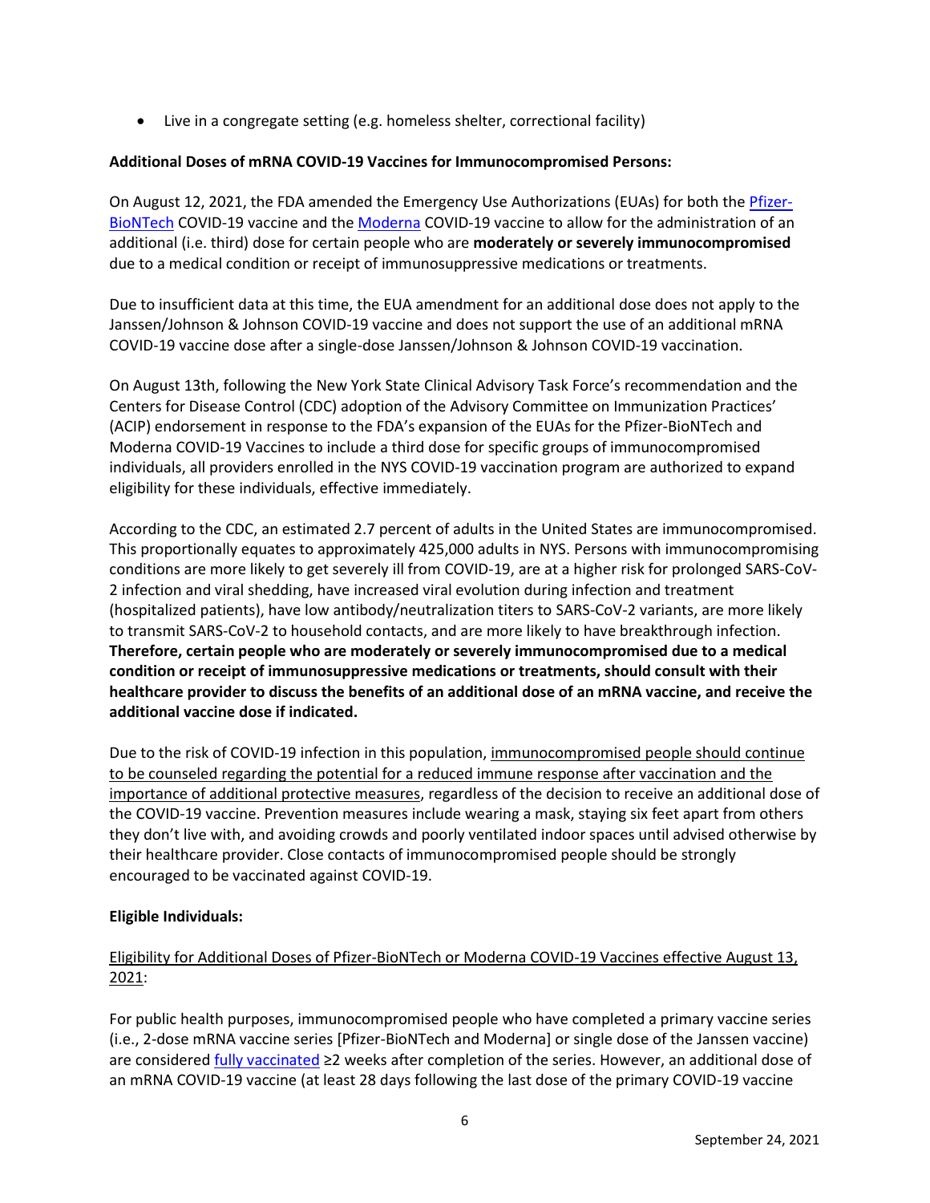- Live in a congregate setting (e.g. homeless shelter, correctional facility)

**Additional Doses of mRNA COVID-19 Vaccines for Immunocompromised Persons:**

On August 12, 2021, the FDA amended the Emergency Use Authorizations (EUAs) for both the [Pfizer-BioNTech]() COVID-19 vaccine and the [Moderna]() COVID-19 vaccine to allow for the administration of an additional (i.e. third) dose for certain people who are **moderately or severely immunocompromised** due to a medical condition or receipt of immunosuppressive medications or treatments.

Due to insufficient data at this time, the EUA amendment for an additional dose does not apply to the Janssen/Johnson & Johnson COVID-19 vaccine and does not support the use of an additional mRNA COVID-19 vaccine dose after a single-dose Janssen/Johnson & Johnson COVID-19 vaccination.

On August 13th, following the New York State Clinical Advisory Task Force's recommendation and the Centers for Disease Control (CDC) adoption of the Advisory Committee on Immunization Practices' (ACIP) endorsement in response to the FDA's expansion of the EUAs for the Pfizer-BioNTech and Moderna COVID-19 Vaccines to include a third dose for specific groups of immunocompromised individuals, all providers enrolled in the NYS COVID-19 vaccination program are authorized to expand eligibility for these individuals, effective immediately.

According to the CDC, an estimated 2.7 percent of adults in the United States are immunocompromised. This proportionally equates to approximately 425,000 adults in NYS. Persons with immunocompromising conditions are more likely to get severely ill from COVID-19, are at a higher risk for prolonged SARS-CoV-2 infection and viral shedding, have increased viral evolution during infection and treatment (hospitalized patients), have low antibody/neutralization titers to SARS-CoV-2 variants, are more likely to transmit SARS-CoV-2 to household contacts, and are more likely to have breakthrough infection. **Therefore, certain people who are moderately or severely immunocompromised due to a medical condition or receipt of immunosuppressive medications or treatments, should consult with their healthcare provider to discuss the benefits of an additional dose of an mRNA vaccine, and receive the additional vaccine dose if indicated.**

Due to the risk of COVID-19 infection in this population, <u>immunocompromised people should continue to be counseled regarding the potential for a reduced immune response after vaccination and the importance of additional protective measures</u>, regardless of the decision to receive an additional dose of the COVID-19 vaccine. Prevention measures include wearing a mask, staying six feet apart from others they don't live with, and avoiding crowds and poorly ventilated indoor spaces until advised otherwise by their healthcare provider. Close contacts of immunocompromised people should be strongly encouraged to be vaccinated against COVID-19.

**Eligible Individuals:**

<u>Eligibility for Additional Doses of Pfizer-BioNTech or Moderna COVID-19 Vaccines effective August 13, 2021</u>:

For public health purposes, immunocompromised people who have completed a primary vaccine series (i.e., 2-dose mRNA vaccine series [Pfizer-BioNTech and Moderna] or single dose of the Janssen vaccine) are considered [fully vaccinated]() ≥2 weeks after completion of the series. However, an additional dose of an mRNA COVID-19 vaccine (at least 28 days following the last dose of the primary COVID-19 vaccine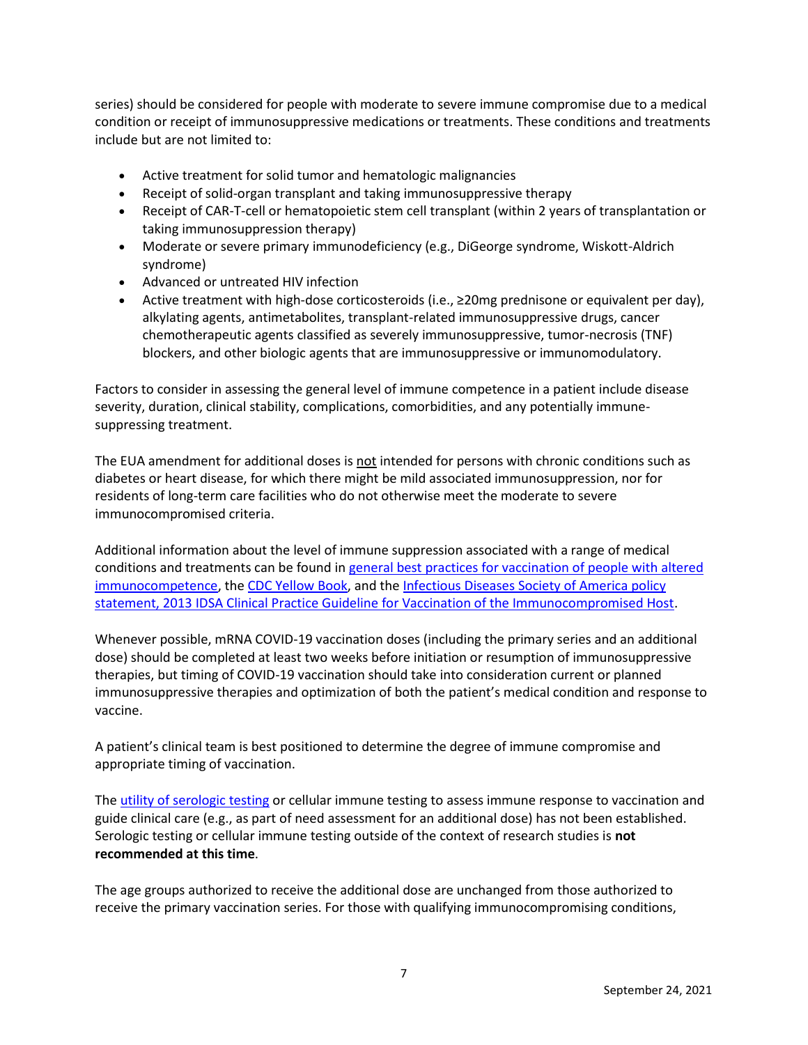series) should be considered for people with moderate to severe immune compromise due to a medical condition or receipt of immunosuppressive medications or treatments. These conditions and treatments include but are not limited to:

- Active treatment for solid tumor and hematologic malignancies
- Receipt of solid-organ transplant and taking immunosuppressive therapy
- Receipt of CAR-T-cell or hematopoietic stem cell transplant (within 2 years of transplantation or taking immunosuppression therapy)
- Moderate or severe primary immunodeficiency (e.g., DiGeorge syndrome, Wiskott-Aldrich syndrome)
- Advanced or untreated HIV infection
- Active treatment with high-dose corticosteroids (i.e., ≥20mg prednisone or equivalent per day), alkylating agents, antimetabolites, transplant-related immunosuppressive drugs, cancer chemotherapeutic agents classified as severely immunosuppressive, tumor-necrosis (TNF) blockers, and other biologic agents that are immunosuppressive or immunomodulatory.

Factors to consider in assessing the general level of immune competence in a patient include disease severity, duration, clinical stability, complications, comorbidities, and any potentially immune-suppressing treatment.

The EUA amendment for additional doses is <u>not</u> intended for persons with chronic conditions such as diabetes or heart disease, for which there might be mild associated immunosuppression, nor for residents of long-term care facilities who do not otherwise meet the moderate to severe immunocompromised criteria.

Additional information about the level of immune suppression associated with a range of medical conditions and treatments can be found in general best practices for vaccination of people with altered immunocompetence, the CDC Yellow Book, and the Infectious Diseases Society of America policy statement, 2013 IDSA Clinical Practice Guideline for Vaccination of the Immunocompromised Host.

Whenever possible, mRNA COVID-19 vaccination doses (including the primary series and an additional dose) should be completed at least two weeks before initiation or resumption of immunosuppressive therapies, but timing of COVID-19 vaccination should take into consideration current or planned immunosuppressive therapies and optimization of both the patient's medical condition and response to vaccine.

A patient's clinical team is best positioned to determine the degree of immune compromise and appropriate timing of vaccination.

The utility of serologic testing or cellular immune testing to assess immune response to vaccination and guide clinical care (e.g., as part of need assessment for an additional dose) has not been established. Serologic testing or cellular immune testing outside of the context of research studies is **not recommended at this time**.

The age groups authorized to receive the additional dose are unchanged from those authorized to receive the primary vaccination series. For those with qualifying immunocompromising conditions,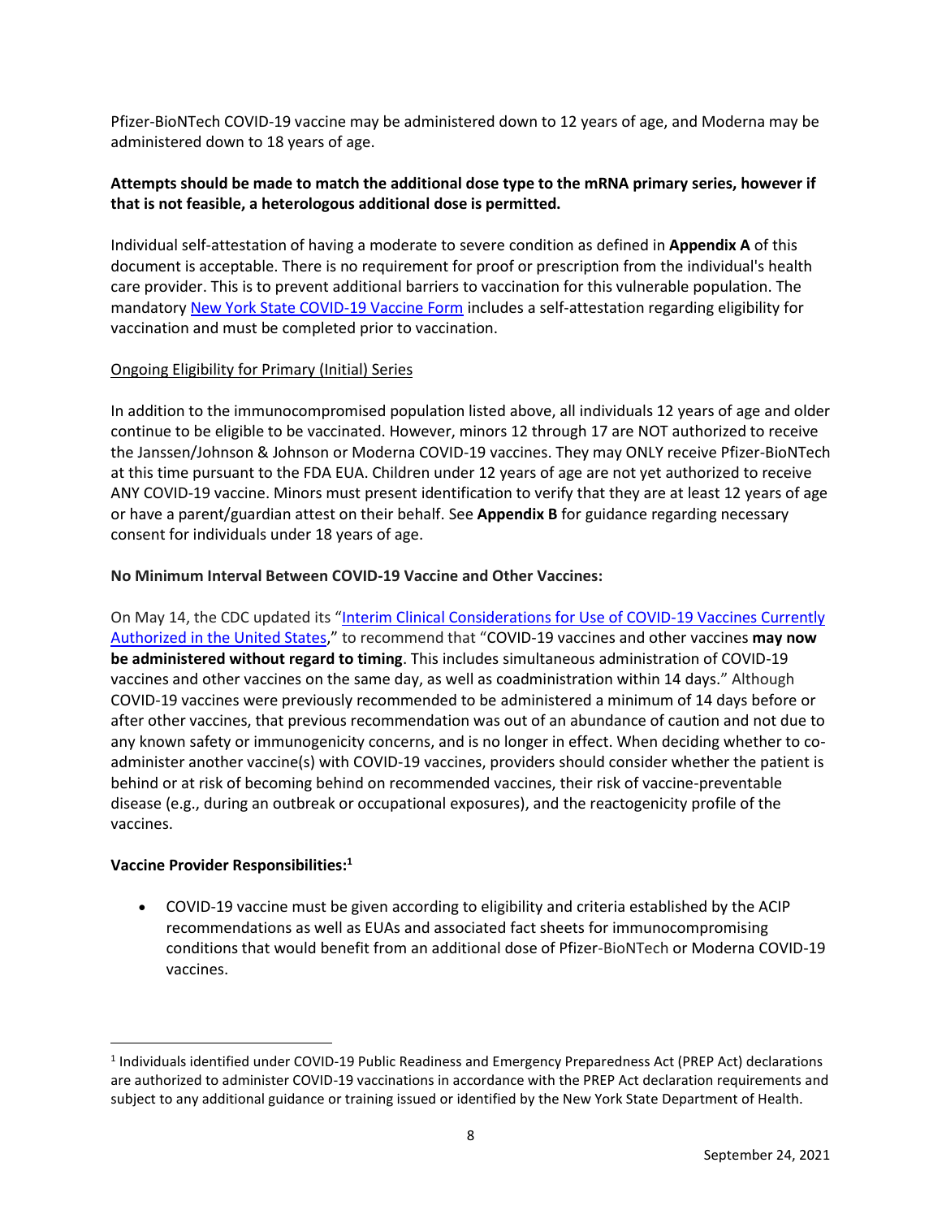Pfizer-BioNTech COVID-19 vaccine may be administered down to 12 years of age, and Moderna may be administered down to 18 years of age.

**Attempts should be made to match the additional dose type to the mRNA primary series, however if that is not feasible, a heterologous additional dose is permitted.**

Individual self-attestation of having a moderate to severe condition as defined in **Appendix A** of this document is acceptable. There is no requirement for proof or prescription from the individual's health care provider. This is to prevent additional barriers to vaccination for this vulnerable population. The mandatory [New York State COVID-19 Vaccine Form]() includes a self-attestation regarding eligibility for vaccination and must be completed prior to vaccination.

Ongoing Eligibility for Primary (Initial) Series

In addition to the immunocompromised population listed above, all individuals 12 years of age and older continue to be eligible to be vaccinated. However, minors 12 through 17 are NOT authorized to receive the Janssen/Johnson & Johnson or Moderna COVID-19 vaccines. They may ONLY receive Pfizer-BioNTech at this time pursuant to the FDA EUA. Children under 12 years of age are not yet authorized to receive ANY COVID-19 vaccine. Minors must present identification to verify that they are at least 12 years of age or have a parent/guardian attest on their behalf. See **Appendix B** for guidance regarding necessary consent for individuals under 18 years of age.

**No Minimum Interval Between COVID-19 Vaccine and Other Vaccines:**

On May 14, the CDC updated its "[Interim Clinical Considerations for Use of COVID-19 Vaccines Currently Authorized in the United States]()," to recommend that "COVID-19 vaccines and other vaccines **may now be administered without regard to timing**. This includes simultaneous administration of COVID-19 vaccines and other vaccines on the same day, as well as coadministration within 14 days." Although COVID-19 vaccines were previously recommended to be administered a minimum of 14 days before or after other vaccines, that previous recommendation was out of an abundance of caution and not due to any known safety or immunogenicity concerns, and is no longer in effect. When deciding whether to co-administer another vaccine(s) with COVID-19 vaccines, providers should consider whether the patient is behind or at risk of becoming behind on recommended vaccines, their risk of vaccine-preventable disease (e.g., during an outbreak or occupational exposures), and the reactogenicity profile of the vaccines.

**Vaccine Provider Responsibilities:**[1]

- COVID-19 vaccine must be given according to eligibility and criteria established by the ACIP recommendations as well as EUAs and associated fact sheets for immunocompromising conditions that would benefit from an additional dose of Pfizer-BioNTech or Moderna COVID-19 vaccines.

[1] Individuals identified under COVID-19 Public Readiness and Emergency Preparedness Act (PREP Act) declarations are authorized to administer COVID-19 vaccinations in accordance with the PREP Act declaration requirements and subject to any additional guidance or training issued or identified by the New York State Department of Health.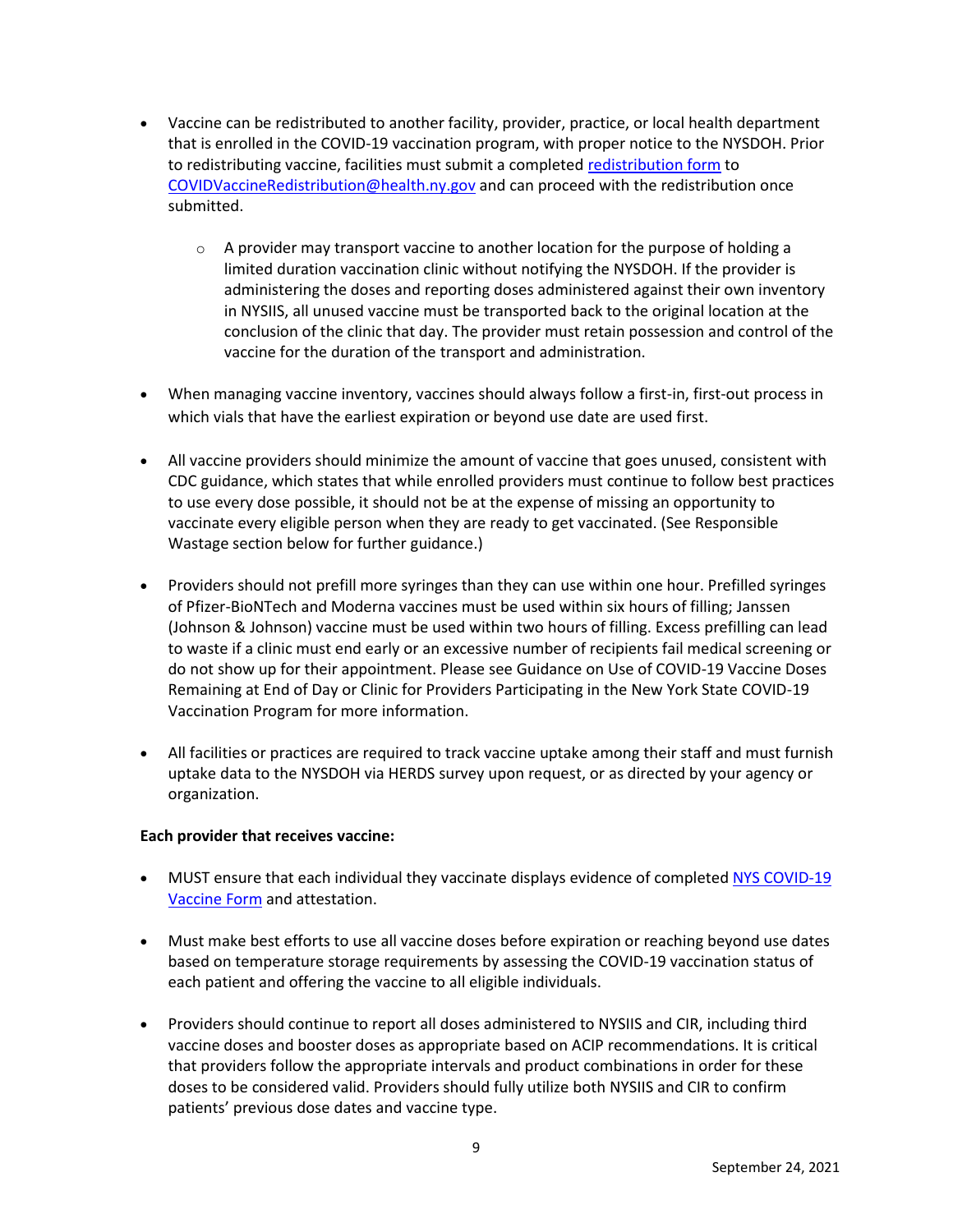- Vaccine can be redistributed to another facility, provider, practice, or local health department that is enrolled in the COVID-19 vaccination program, with proper notice to the NYSDOH. Prior to redistributing vaccine, facilities must submit a completed [redistribution form](#) to [COVIDVaccineRedistribution@health.ny.gov](mailto:COVIDVaccineRedistribution@health.ny.gov) and can proceed with the redistribution once submitted.

  - A provider may transport vaccine to another location for the purpose of holding a limited duration vaccination clinic without notifying the NYSDOH. If the provider is administering the doses and reporting doses administered against their own inventory in NYSIIS, all unused vaccine must be transported back to the original location at the conclusion of the clinic that day. The provider must retain possession and control of the vaccine for the duration of the transport and administration.

- When managing vaccine inventory, vaccines should always follow a first-in, first-out process in which vials that have the earliest expiration or beyond use date are used first.

- All vaccine providers should minimize the amount of vaccine that goes unused, consistent with CDC guidance, which states that while enrolled providers must continue to follow best practices to use every dose possible, it should not be at the expense of missing an opportunity to vaccinate every eligible person when they are ready to get vaccinated. (See Responsible Wastage section below for further guidance.)

- Providers should not prefill more syringes than they can use within one hour. Prefilled syringes of Pfizer-BioNTech and Moderna vaccines must be used within six hours of filling; Janssen (Johnson & Johnson) vaccine must be used within two hours of filling. Excess prefilling can lead to waste if a clinic must end early or an excessive number of recipients fail medical screening or do not show up for their appointment. Please see Guidance on Use of COVID-19 Vaccine Doses Remaining at End of Day or Clinic for Providers Participating in the New York State COVID-19 Vaccination Program for more information.

- All facilities or practices are required to track vaccine uptake among their staff and must furnish uptake data to the NYSDOH via HERDS survey upon request, or as directed by your agency or organization.

**Each provider that receives vaccine:**

- MUST ensure that each individual they vaccinate displays evidence of completed [NYS COVID-19 Vaccine Form](#) and attestation.

- Must make best efforts to use all vaccine doses before expiration or reaching beyond use dates based on temperature storage requirements by assessing the COVID-19 vaccination status of each patient and offering the vaccine to all eligible individuals.

- Providers should continue to report all doses administered to NYSIIS and CIR, including third vaccine doses and booster doses as appropriate based on ACIP recommendations. It is critical that providers follow the appropriate intervals and product combinations in order for these doses to be considered valid. Providers should fully utilize both NYSIIS and CIR to confirm patients' previous dose dates and vaccine type.

September 24, 2021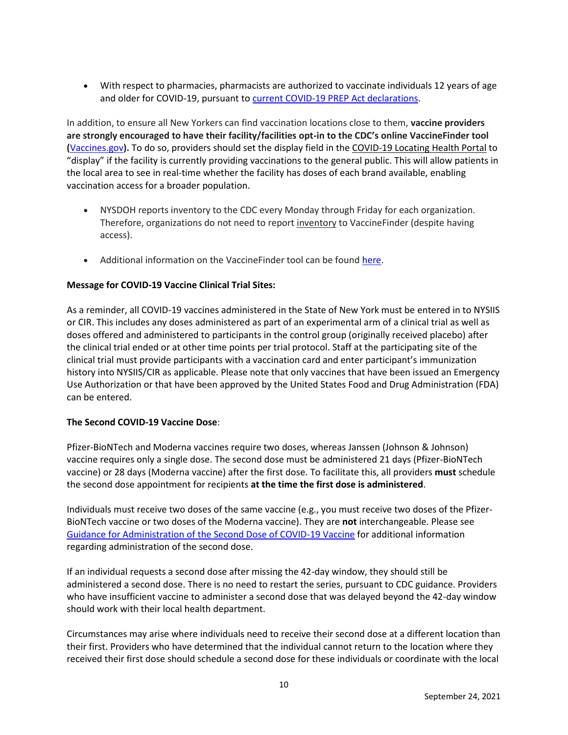- With respect to pharmacies, pharmacists are authorized to vaccinate individuals 12 years of age and older for COVID-19, pursuant to [current COVID-19 PREP Act declarations](#).

In addition, to ensure all New Yorkers can find vaccination locations close to them, **vaccine providers are strongly encouraged to have their facility/facilities opt-in to the CDC's online VaccineFinder tool (**[Vaccines.gov](#)**).** To do so, providers should set the display field in the COVID-19 Locating Health Portal to "display" if the facility is currently providing vaccinations to the general public. This will allow patients in the local area to see in real-time whether the facility has doses of each brand available, enabling vaccination access for a broader population.

- NYSDOH reports inventory to the CDC every Monday through Friday for each organization. Therefore, organizations do not need to report inventory to VaccineFinder (despite having access).
- Additional information on the VaccineFinder tool can be found [here](#).

**Message for COVID-19 Vaccine Clinical Trial Sites:**

As a reminder, all COVID-19 vaccines administered in the State of New York must be entered in to NYSIIS or CIR. This includes any doses administered as part of an experimental arm of a clinical trial as well as doses offered and administered to participants in the control group (originally received placebo) after the clinical trial ended or at other time points per trial protocol. Staff at the participating site of the clinical trial must provide participants with a vaccination card and enter participant's immunization history into NYSIIS/CIR as applicable. Please note that only vaccines that have been issued an Emergency Use Authorization or that have been approved by the United States Food and Drug Administration (FDA) can be entered.

**The Second COVID-19 Vaccine Dose**:

Pfizer-BioNTech and Moderna vaccines require two doses, whereas Janssen (Johnson & Johnson) vaccine requires only a single dose. The second dose must be administered 21 days (Pfizer-BioNTech vaccine) or 28 days (Moderna vaccine) after the first dose. To facilitate this, all providers **must** schedule the second dose appointment for recipients **at the time the first dose is administered**.

Individuals must receive two doses of the same vaccine (e.g., you must receive two doses of the Pfizer-BioNTech vaccine or two doses of the Moderna vaccine). They are **not** interchangeable. Please see [Guidance for Administration of the Second Dose of COVID-19 Vaccine](#) for additional information regarding administration of the second dose.

If an individual requests a second dose after missing the 42-day window, they should still be administered a second dose. There is no need to restart the series, pursuant to CDC guidance. Providers who have insufficient vaccine to administer a second dose that was delayed beyond the 42-day window should work with their local health department.

Circumstances may arise where individuals need to receive their second dose at a different location than their first. Providers who have determined that the individual cannot return to the location where they received their first dose should schedule a second dose for these individuals or coordinate with the local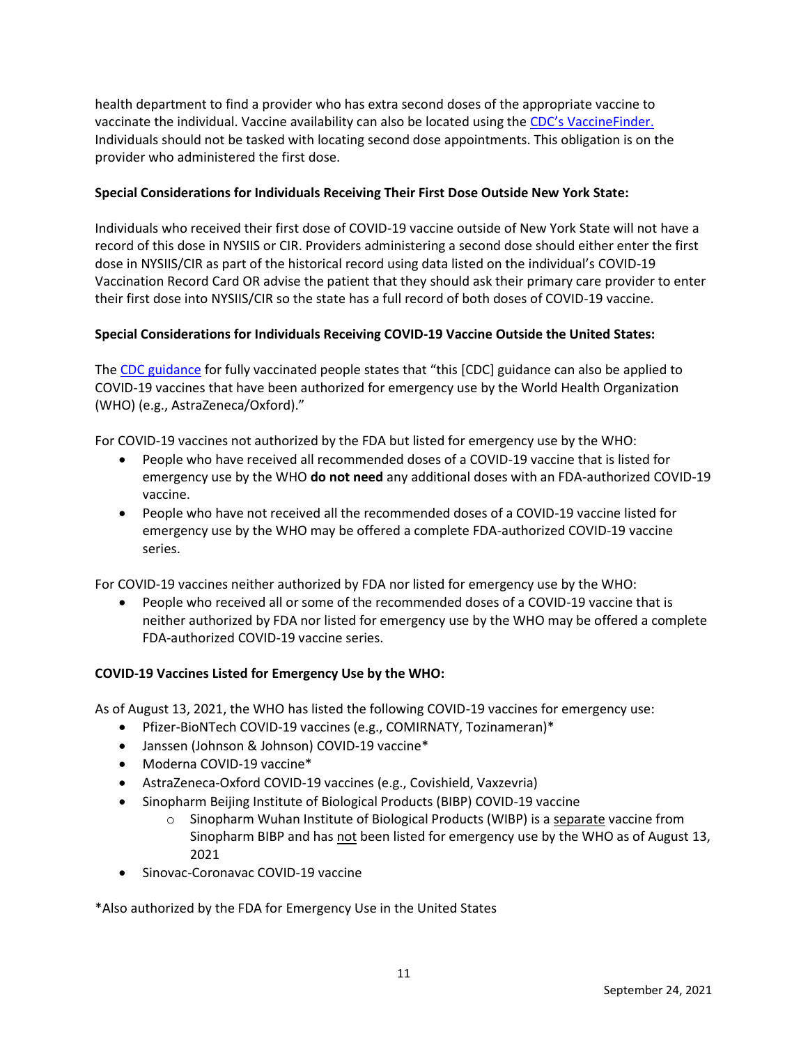health department to find a provider who has extra second doses of the appropriate vaccine to vaccinate the individual. Vaccine availability can also be located using the [CDC's VaccineFinder.](#) Individuals should not be tasked with locating second dose appointments. This obligation is on the provider who administered the first dose.

**Special Considerations for Individuals Receiving Their First Dose Outside New York State:**

Individuals who received their first dose of COVID-19 vaccine outside of New York State will not have a record of this dose in NYSIIS or CIR. Providers administering a second dose should either enter the first dose in NYSIIS/CIR as part of the historical record using data listed on the individual's COVID-19 Vaccination Record Card OR advise the patient that they should ask their primary care provider to enter their first dose into NYSIIS/CIR so the state has a full record of both doses of COVID-19 vaccine.

**Special Considerations for Individuals Receiving COVID-19 Vaccine Outside the United States:**

The [CDC guidance](#) for fully vaccinated people states that "this [CDC] guidance can also be applied to COVID-19 vaccines that have been authorized for emergency use by the World Health Organization (WHO) (e.g., AstraZeneca/Oxford)."

For COVID-19 vaccines not authorized by the FDA but listed for emergency use by the WHO:

- People who have received all recommended doses of a COVID-19 vaccine that is listed for emergency use by the WHO **do not need** any additional doses with an FDA-authorized COVID-19 vaccine.
- People who have not received all the recommended doses of a COVID-19 vaccine listed for emergency use by the WHO may be offered a complete FDA-authorized COVID-19 vaccine series.

For COVID-19 vaccines neither authorized by FDA nor listed for emergency use by the WHO:

- People who received all or some of the recommended doses of a COVID-19 vaccine that is neither authorized by FDA nor listed for emergency use by the WHO may be offered a complete FDA-authorized COVID-19 vaccine series.

**COVID-19 Vaccines Listed for Emergency Use by the WHO:**

As of August 13, 2021, the WHO has listed the following COVID-19 vaccines for emergency use:

- Pfizer-BioNTech COVID-19 vaccines (e.g., COMIRNATY, Tozinameran)*
- Janssen (Johnson & Johnson) COVID-19 vaccine*
- Moderna COVID-19 vaccine*
- AstraZeneca-Oxford COVID-19 vaccines (e.g., Covishield, Vaxzevria)
- Sinopharm Beijing Institute of Biological Products (BIBP) COVID-19 vaccine
  - Sinopharm Wuhan Institute of Biological Products (WIBP) is a separate vaccine from Sinopharm BIBP and has not been listed for emergency use by the WHO as of August 13, 2021
- Sinovac-Coronavac COVID-19 vaccine

*Also authorized by the FDA for Emergency Use in the United States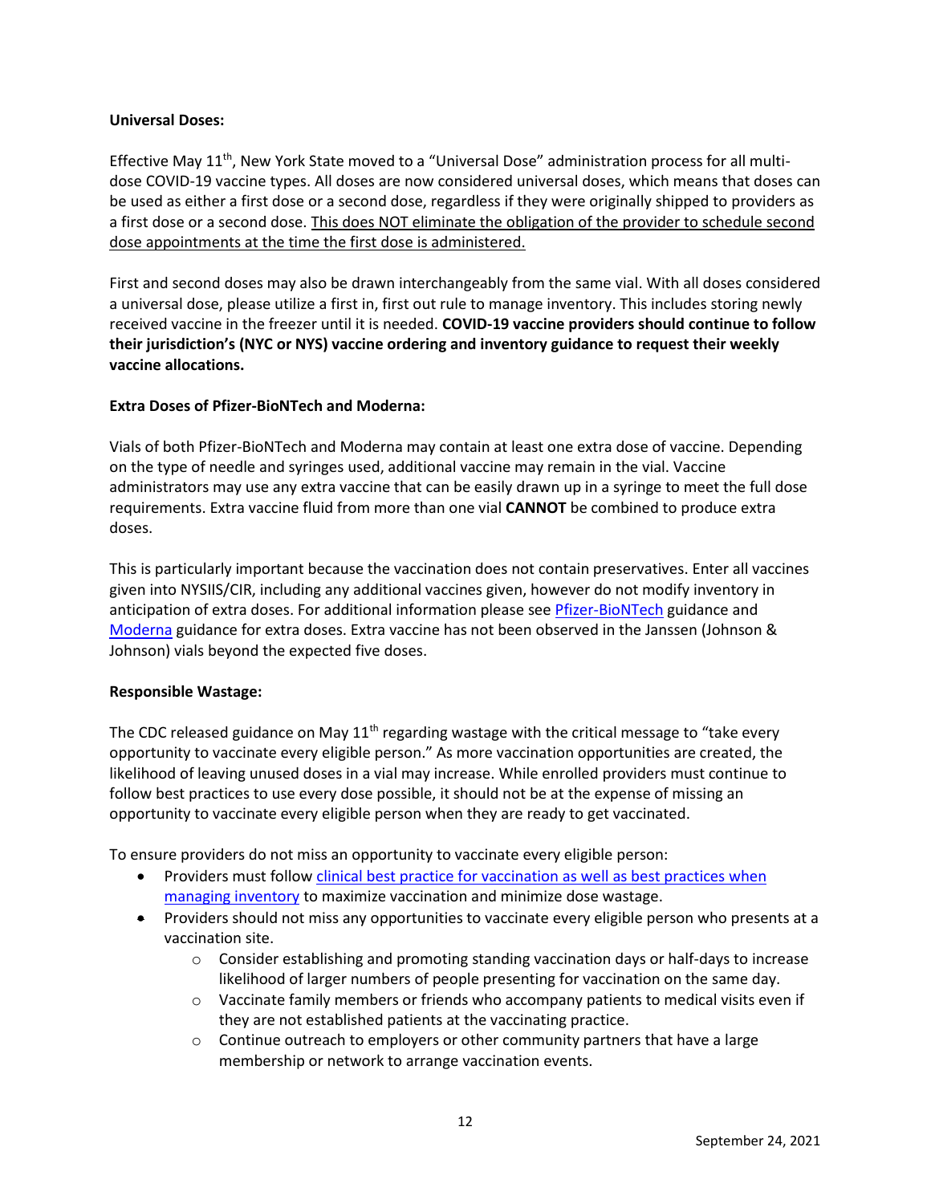**Universal Doses:**

Effective May 11th, New York State moved to a "Universal Dose" administration process for all multi-dose COVID-19 vaccine types. All doses are now considered universal doses, which means that doses can be used as either a first dose or a second dose, regardless if they were originally shipped to providers as a first dose or a second dose. This does NOT eliminate the obligation of the provider to schedule second dose appointments at the time the first dose is administered.

First and second doses may also be drawn interchangeably from the same vial. With all doses considered a universal dose, please utilize a first in, first out rule to manage inventory. This includes storing newly received vaccine in the freezer until it is needed. **COVID-19 vaccine providers should continue to follow their jurisdiction's (NYC or NYS) vaccine ordering and inventory guidance to request their weekly vaccine allocations.**

**Extra Doses of Pfizer-BioNTech and Moderna:**

Vials of both Pfizer-BioNTech and Moderna may contain at least one extra dose of vaccine. Depending on the type of needle and syringes used, additional vaccine may remain in the vial. Vaccine administrators may use any extra vaccine that can be easily drawn up in a syringe to meet the full dose requirements. Extra vaccine fluid from more than one vial **CANNOT** be combined to produce extra doses.

This is particularly important because the vaccination does not contain preservatives. Enter all vaccines given into NYSIIS/CIR, including any additional vaccines given, however do not modify inventory in anticipation of extra doses. For additional information please see Pfizer-BioNTech guidance and Moderna guidance for extra doses. Extra vaccine has not been observed in the Janssen (Johnson & Johnson) vials beyond the expected five doses.

**Responsible Wastage:**

The CDC released guidance on May 11th regarding wastage with the critical message to "take every opportunity to vaccinate every eligible person." As more vaccination opportunities are created, the likelihood of leaving unused doses in a vial may increase. While enrolled providers must continue to follow best practices to use every dose possible, it should not be at the expense of missing an opportunity to vaccinate every eligible person when they are ready to get vaccinated.

To ensure providers do not miss an opportunity to vaccinate every eligible person:

- Providers must follow clinical best practice for vaccination as well as best practices when managing inventory to maximize vaccination and minimize dose wastage.
- Providers should not miss any opportunities to vaccinate every eligible person who presents at a vaccination site.
  - Consider establishing and promoting standing vaccination days or half-days to increase likelihood of larger numbers of people presenting for vaccination on the same day.
  - Vaccinate family members or friends who accompany patients to medical visits even if they are not established patients at the vaccinating practice.
  - Continue outreach to employers or other community partners that have a large membership or network to arrange vaccination events.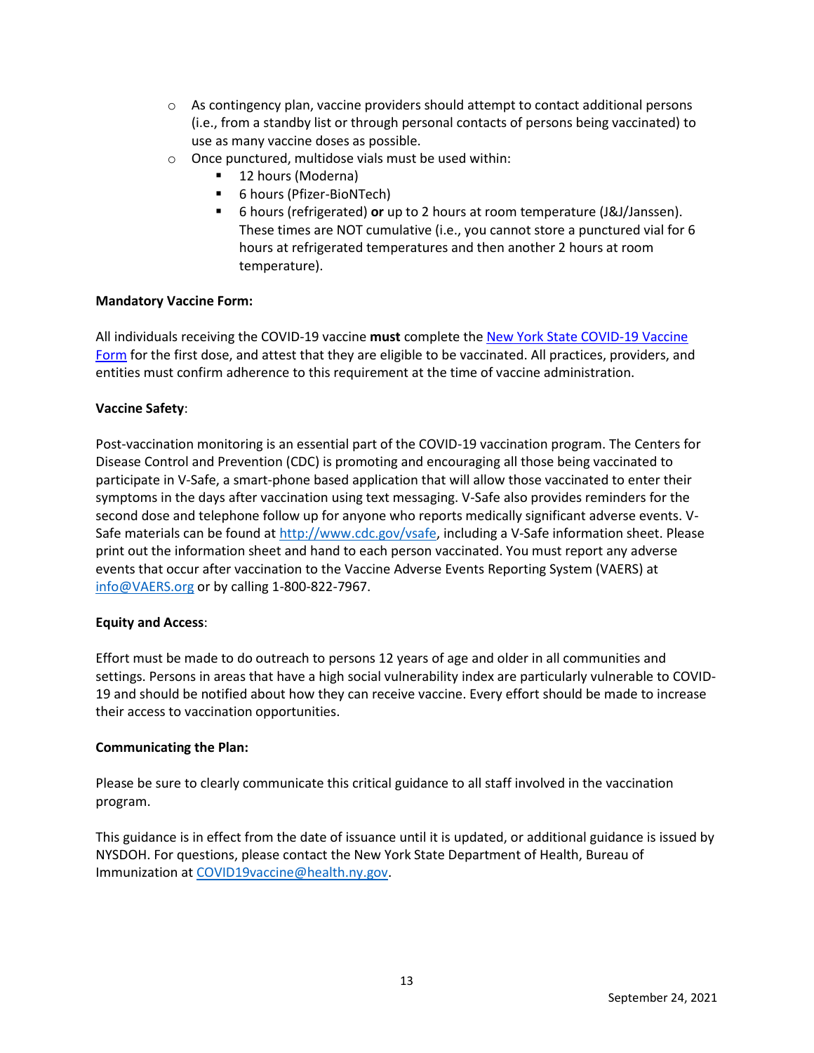- As contingency plan, vaccine providers should attempt to contact additional persons (i.e., from a standby list or through personal contacts of persons being vaccinated) to use as many vaccine doses as possible.
- Once punctured, multidose vials must be used within:
  - 12 hours (Moderna)
  - 6 hours (Pfizer-BioNTech)
  - 6 hours (refrigerated) **or** up to 2 hours at room temperature (J&J/Janssen). These times are NOT cumulative (i.e., you cannot store a punctured vial for 6 hours at refrigerated temperatures and then another 2 hours at room temperature).

**Mandatory Vaccine Form:**

All individuals receiving the COVID-19 vaccine **must** complete the New York State COVID-19 Vaccine Form for the first dose, and attest that they are eligible to be vaccinated. All practices, providers, and entities must confirm adherence to this requirement at the time of vaccine administration.

**Vaccine Safety**:

Post-vaccination monitoring is an essential part of the COVID-19 vaccination program. The Centers for Disease Control and Prevention (CDC) is promoting and encouraging all those being vaccinated to participate in V-Safe, a smart-phone based application that will allow those vaccinated to enter their symptoms in the days after vaccination using text messaging. V-Safe also provides reminders for the second dose and telephone follow up for anyone who reports medically significant adverse events. V-Safe materials can be found at http://www.cdc.gov/vsafe, including a V-Safe information sheet. Please print out the information sheet and hand to each person vaccinated. You must report any adverse events that occur after vaccination to the Vaccine Adverse Events Reporting System (VAERS) at info@VAERS.org or by calling 1-800-822-7967.

**Equity and Access**:

Effort must be made to do outreach to persons 12 years of age and older in all communities and settings. Persons in areas that have a high social vulnerability index are particularly vulnerable to COVID-19 and should be notified about how they can receive vaccine. Every effort should be made to increase their access to vaccination opportunities.

**Communicating the Plan:**

Please be sure to clearly communicate this critical guidance to all staff involved in the vaccination program.

This guidance is in effect from the date of issuance until it is updated, or additional guidance is issued by NYSDOH. For questions, please contact the New York State Department of Health, Bureau of Immunization at COVID19vaccine@health.ny.gov.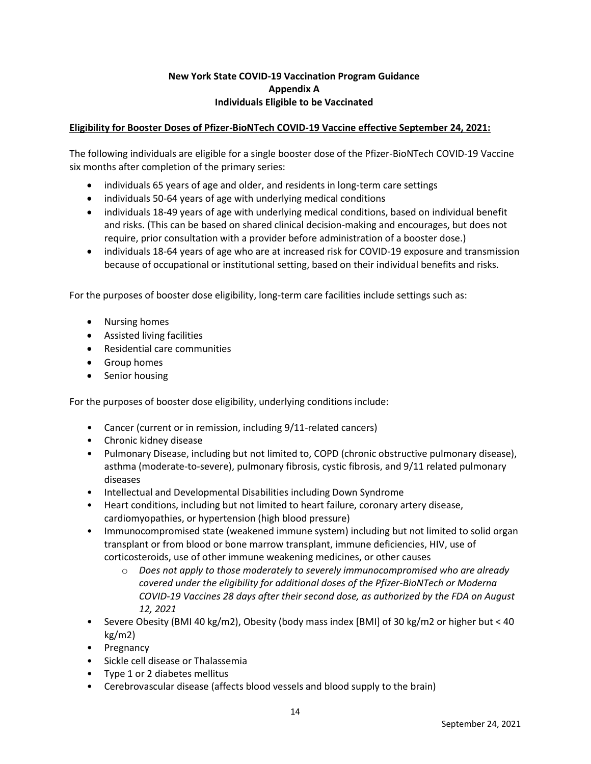**New York State COVID-19 Vaccination Program Guidance**
**Appendix A**
**Individuals Eligible to be Vaccinated**

**Eligibility for Booster Doses of Pfizer-BioNTech COVID-19 Vaccine effective September 24, 2021:**

The following individuals are eligible for a single booster dose of the Pfizer-BioNTech COVID-19 Vaccine six months after completion of the primary series:

- individuals 65 years of age and older, and residents in long-term care settings
- individuals 50-64 years of age with underlying medical conditions
- individuals 18-49 years of age with underlying medical conditions, based on individual benefit and risks. (This can be based on shared clinical decision-making and encourages, but does not require, prior consultation with a provider before administration of a booster dose.)
- individuals 18-64 years of age who are at increased risk for COVID-19 exposure and transmission because of occupational or institutional setting, based on their individual benefits and risks.

For the purposes of booster dose eligibility, long-term care facilities include settings such as:

- Nursing homes
- Assisted living facilities
- Residential care communities
- Group homes
- Senior housing

For the purposes of booster dose eligibility, underlying conditions include:

- Cancer (current or in remission, including 9/11-related cancers)
- Chronic kidney disease
- Pulmonary Disease, including but not limited to, COPD (chronic obstructive pulmonary disease), asthma (moderate-to-severe), pulmonary fibrosis, cystic fibrosis, and 9/11 related pulmonary diseases
- Intellectual and Developmental Disabilities including Down Syndrome
- Heart conditions, including but not limited to heart failure, coronary artery disease, cardiomyopathies, or hypertension (high blood pressure)
- Immunocompromised state (weakened immune system) including but not limited to solid organ transplant or from blood or bone marrow transplant, immune deficiencies, HIV, use of corticosteroids, use of other immune weakening medicines, or other causes
  - *Does not apply to those moderately to severely immunocompromised who are already covered under the eligibility for additional doses of the Pfizer-BioNTech or Moderna COVID-19 Vaccines 28 days after their second dose, as authorized by the FDA on August 12, 2021*
- Severe Obesity (BMI 40 kg/m2), Obesity (body mass index [BMI] of 30 kg/m2 or higher but < 40 kg/m2)
- Pregnancy
- Sickle cell disease or Thalassemia
- Type 1 or 2 diabetes mellitus
- Cerebrovascular disease (affects blood vessels and blood supply to the brain)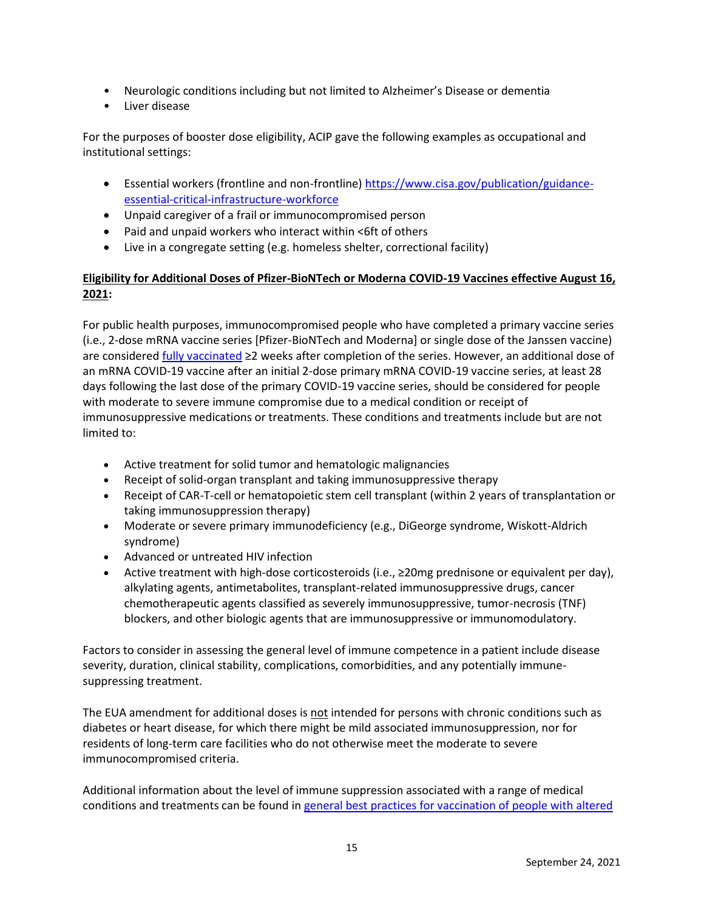- Neurologic conditions including but not limited to Alzheimer's Disease or dementia
- Liver disease

For the purposes of booster dose eligibility, ACIP gave the following examples as occupational and institutional settings:

- Essential workers (frontline and non-frontline) [https://www.cisa.gov/publication/guidance-essential-critical-infrastructure-workforce](https://www.cisa.gov/publication/guidance-essential-critical-infrastructure-workforce)
- Unpaid caregiver of a frail or immunocompromised person
- Paid and unpaid workers who interact within <6ft of others
- Live in a congregate setting (e.g. homeless shelter, correctional facility)

**Eligibility for Additional Doses of Pfizer-BioNTech or Moderna COVID-19 Vaccines effective August 16, 2021:**

For public health purposes, immunocompromised people who have completed a primary vaccine series (i.e., 2-dose mRNA vaccine series [Pfizer-BioNTech and Moderna] or single dose of the Janssen vaccine) are considered fully vaccinated ≥2 weeks after completion of the series. However, an additional dose of an mRNA COVID-19 vaccine after an initial 2-dose primary mRNA COVID-19 vaccine series, at least 28 days following the last dose of the primary COVID-19 vaccine series, should be considered for people with moderate to severe immune compromise due to a medical condition or receipt of immunosuppressive medications or treatments. These conditions and treatments include but are not limited to:

- Active treatment for solid tumor and hematologic malignancies
- Receipt of solid-organ transplant and taking immunosuppressive therapy
- Receipt of CAR-T-cell or hematopoietic stem cell transplant (within 2 years of transplantation or taking immunosuppression therapy)
- Moderate or severe primary immunodeficiency (e.g., DiGeorge syndrome, Wiskott-Aldrich syndrome)
- Advanced or untreated HIV infection
- Active treatment with high-dose corticosteroids (i.e., ≥20mg prednisone or equivalent per day), alkylating agents, antimetabolites, transplant-related immunosuppressive drugs, cancer chemotherapeutic agents classified as severely immunosuppressive, tumor-necrosis (TNF) blockers, and other biologic agents that are immunosuppressive or immunomodulatory.

Factors to consider in assessing the general level of immune competence in a patient include disease severity, duration, clinical stability, complications, comorbidities, and any potentially immune-suppressing treatment.

The EUA amendment for additional doses is not intended for persons with chronic conditions such as diabetes or heart disease, for which there might be mild associated immunosuppression, nor for residents of long-term care facilities who do not otherwise meet the moderate to severe immunocompromised criteria.

Additional information about the level of immune suppression associated with a range of medical conditions and treatments can be found in general best practices for vaccination of people with altered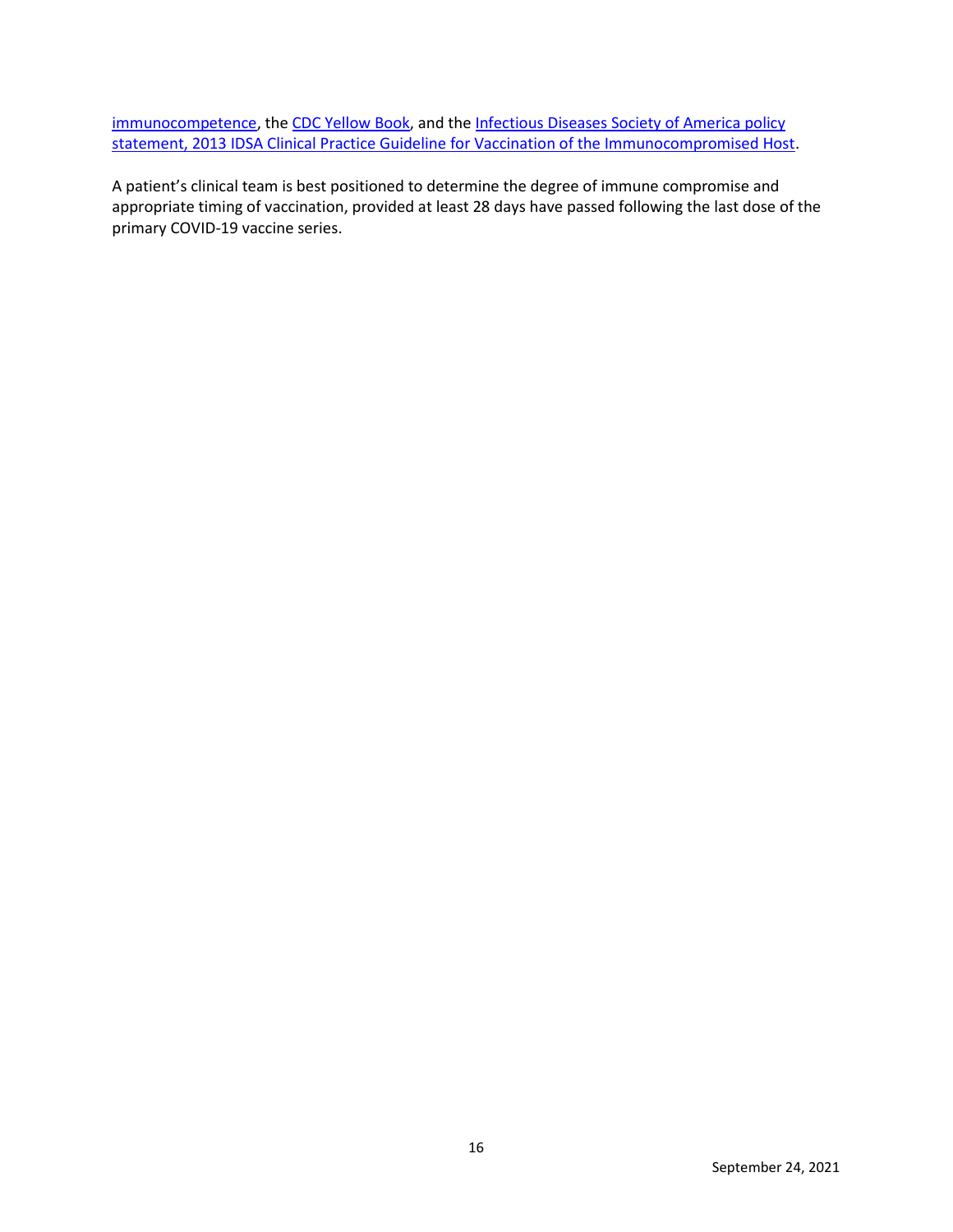immunocompetence, the CDC Yellow Book, and the Infectious Diseases Society of America policy statement, 2013 IDSA Clinical Practice Guideline for Vaccination of the Immunocompromised Host.

A patient's clinical team is best positioned to determine the degree of immune compromise and appropriate timing of vaccination, provided at least 28 days have passed following the last dose of the primary COVID-19 vaccine series.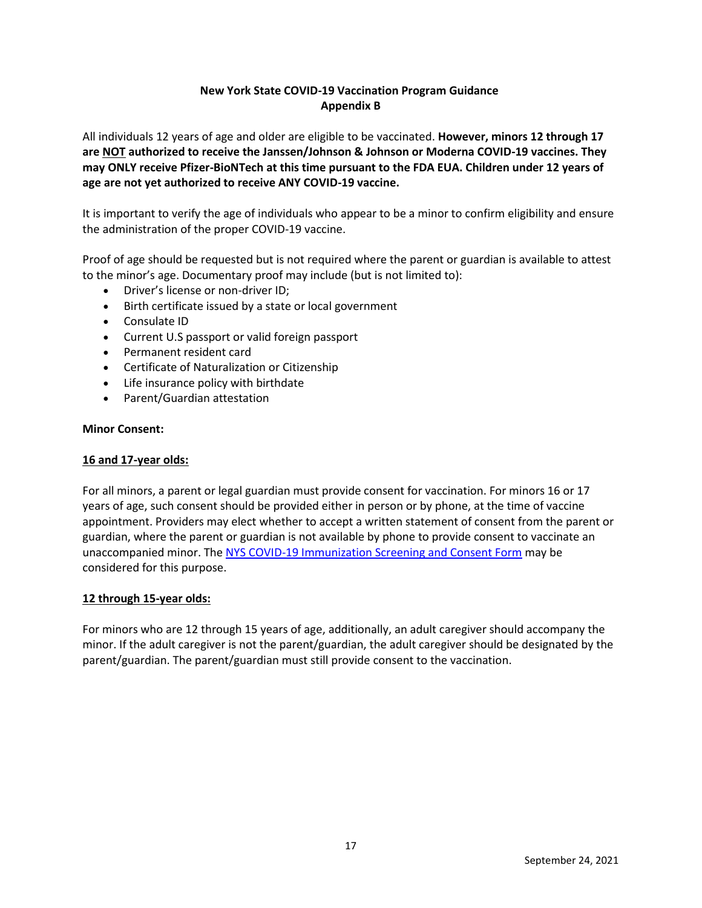## New York State COVID-19 Vaccination Program Guidance
## Appendix B

All individuals 12 years of age and older are eligible to be vaccinated. **However, minors 12 through 17 are NOT authorized to receive the Janssen/Johnson & Johnson or Moderna COVID-19 vaccines. They may ONLY receive Pfizer-BioNTech at this time pursuant to the FDA EUA. Children under 12 years of age are not yet authorized to receive ANY COVID-19 vaccine.**

It is important to verify the age of individuals who appear to be a minor to confirm eligibility and ensure the administration of the proper COVID-19 vaccine.

Proof of age should be requested but is not required where the parent or guardian is available to attest to the minor's age. Documentary proof may include (but is not limited to):

- Driver's license or non-driver ID;
- Birth certificate issued by a state or local government
- Consulate ID
- Current U.S passport or valid foreign passport
- Permanent resident card
- Certificate of Naturalization or Citizenship
- Life insurance policy with birthdate
- Parent/Guardian attestation

**Minor Consent:**

**16 and 17-year olds:**

For all minors, a parent or legal guardian must provide consent for vaccination. For minors 16 or 17 years of age, such consent should be provided either in person or by phone, at the time of vaccine appointment. Providers may elect whether to accept a written statement of consent from the parent or guardian, where the parent or guardian is not available by phone to provide consent to vaccinate an unaccompanied minor. The NYS COVID-19 Immunization Screening and Consent Form may be considered for this purpose.

**12 through 15-year olds:**

For minors who are 12 through 15 years of age, additionally, an adult caregiver should accompany the minor. If the adult caregiver is not the parent/guardian, the adult caregiver should be designated by the parent/guardian. The parent/guardian must still provide consent to the vaccination.

September 24, 2021